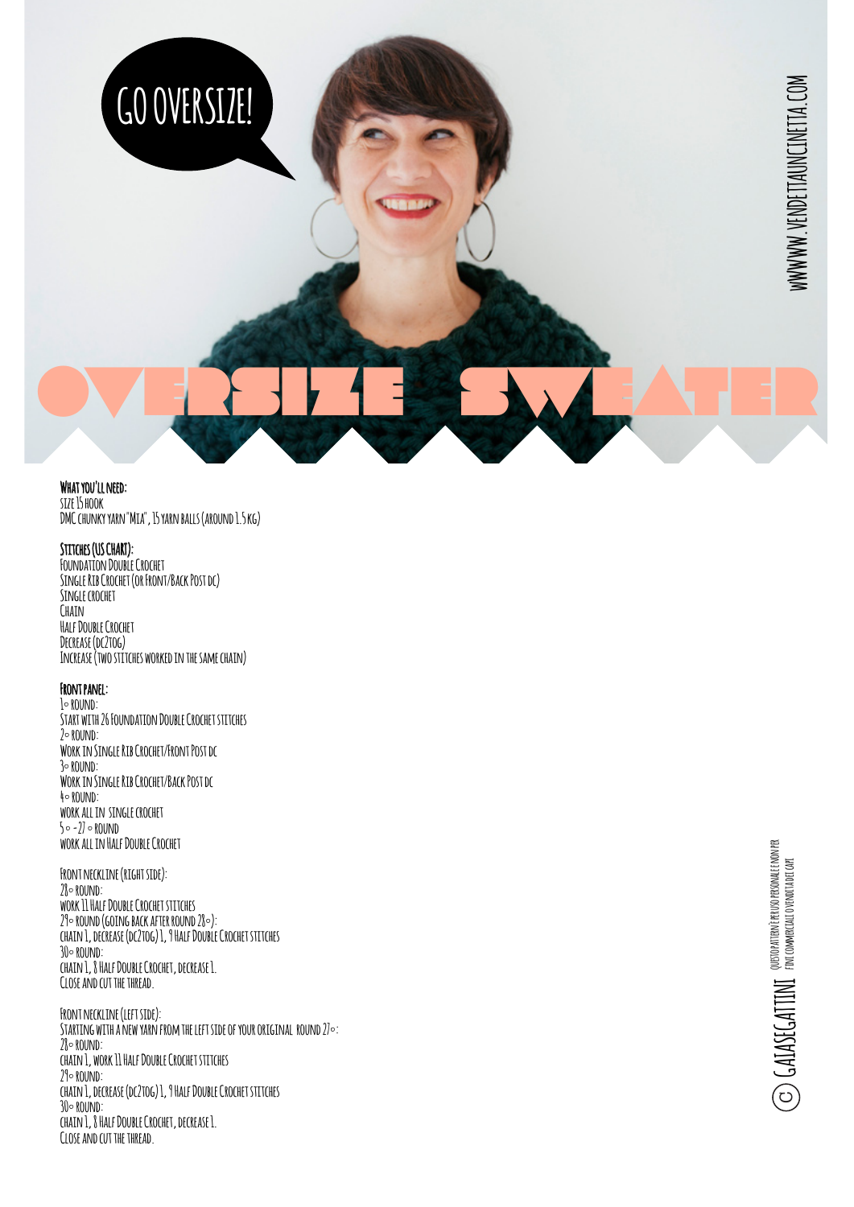GO OVERSIZE!

WWWW.VENDETTAUNCINETTA.COM

# OVERSIZE SWEATER

**WHAT YOU'LL NEED:**
SIZE 15 HOOK
DMC CHUNKY YARN "MIA", 15 YARN BALLS (AROUND 1.5 KG)

**STITCHES (US CHART):**
FOUNDATION DOUBLE CROCHET
SINGLE RIB CROCHET (OR FRONT/BACK POST DC)
SINGLE CROCHET
CHAIN
HALF DOUBLE CROCHET
DECREASE (DC2TOG)
INCREASE (TWO STITCHES WORKED IN THE SAME CHAIN)

**FRONT PANEL:**
1° ROUND:
START WITH 26 FOUNDATION DOUBLE CROCHET STITCHES
2° ROUND:
WORK IN SINGLE RIB CROCHET/FRONT POST DC
3° ROUND:
WORK IN SINGLE RIB CROCHET/BACK POST DC
4° ROUND:
WORK ALL IN SINGLE CROCHET
5° - 27 ° ROUND
WORK ALL IN HALF DOUBLE CROCHET

FRONT NECKLINE (RIGHT SIDE):
28° ROUND:
WORK 11 HALF DOUBLE CROCHET STITCHES
29° ROUND (GOING BACK AFTER ROUND 28°):
CHAIN 1, DECREASE (DC2TOG) 1, 9 HALF DOUBLE CROCHET STITCHES
30° ROUND:
CHAIN 1, 8 HALF DOUBLE CROCHET, DECREASE 1.
CLOSE AND CUT THE THREAD.

FRONT NECKLINE (LEFT SIDE):
STARTING WITH A NEW YARN FROM THE LEFT SIDE OF YOUR ORIGINAL ROUND 27°:
28° ROUND:
CHAIN 1, WORK 11 HALF DOUBLE CROCHET STITCHES
29° ROUND:
CHAIN 1, DECREASE (DC2TOG) 1, 9 HALF DOUBLE CROCHET STITCHES
30° ROUND:
CHAIN 1, 8 HALF DOUBLE CROCHET, DECREASE 1.
CLOSE AND CUT THE THREAD.

© GAIASEGATTINI — QUESTO PATTERN È PER USO PERSONALE E NON PER FINI COMMERCIALI O VENDITA DEI CAPI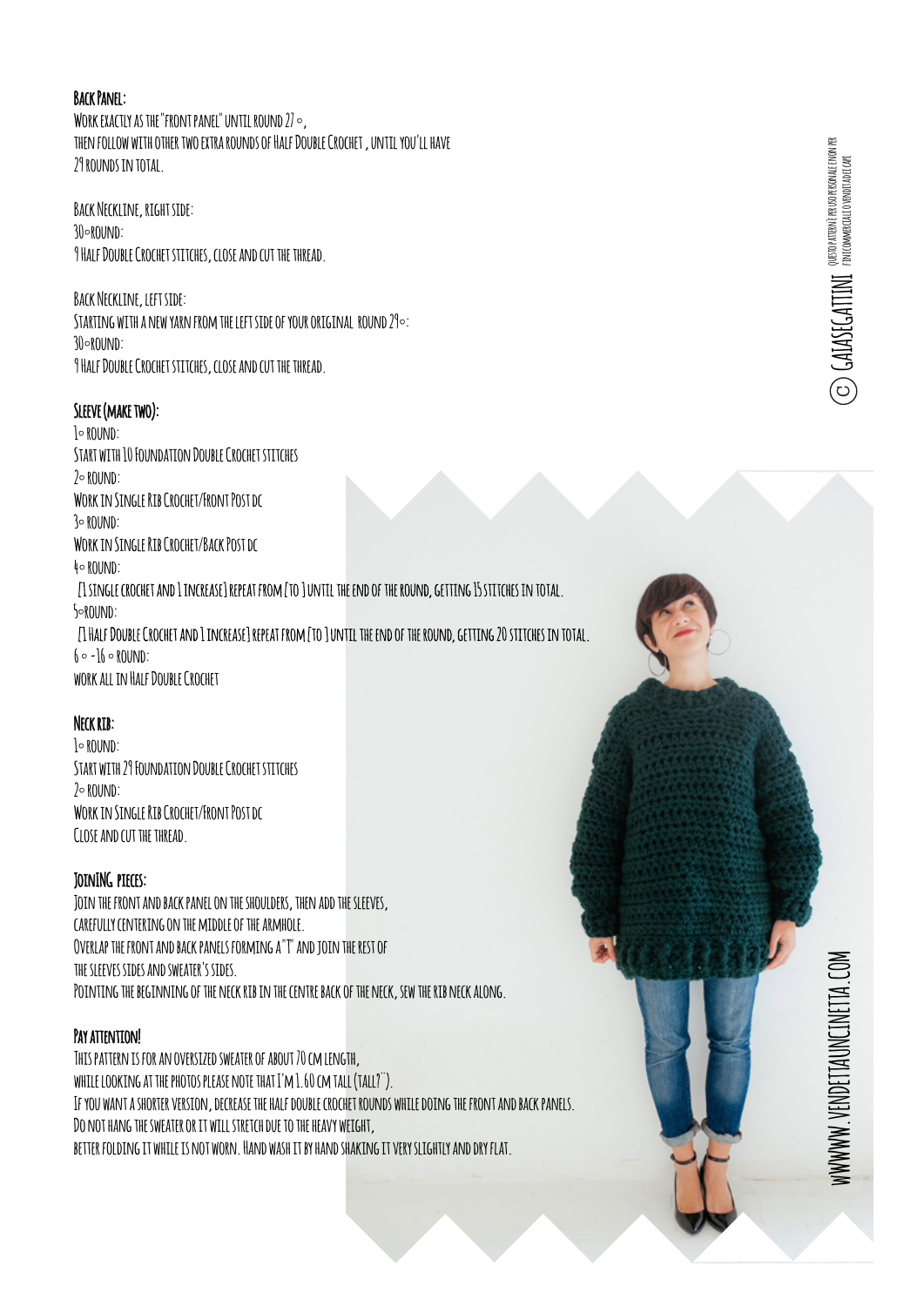**Back Panel:**

Work exactly as the "Front Panel" until round 27°,
then follow with other two extra rounds of Half Double Crochet, until you'll have
29 rounds in total.

Back Neckline, right side:
30°round:
9 Half Double Crochet stitches, close and cut the thread.

Back Neckline, left side:
Starting with a new yarn from the left side of your original round 29°:
30°round:
9 Half Double Crochet stitches, close and cut the thread.

**Sleeve (make two):**

1° round:
Start with 10 Foundation Double Crochet stitches
2° round:
Work in Single Rib Crochet/Front Post dc
3° round:
Work in Single Rib Crochet/Back Post dc
4° round:
[1 single crochet and 1 increase] repeat from [ to ] until the end of the round, getting 15 stitches in total.
5°round:
[1 Half Double Crochet and 1 increase] repeat from [ to ] until the end of the round, getting 20 stitches in total.
6° - 16° round:
work all in Half Double Crochet

**Neck rib:**

1° round:
Start with 29 Foundation Double Crochet stitches
2° round:
Work in Single Rib Crochet/Front Post dc
Close and cut the thread.

**Joining pieces:**

Join the front and back panel on the shoulders, then add the sleeves,
carefully centering on the middle of the armhole.
Overlap the front and back panels forming a "T" and join the rest of
the sleeves sides and sweater's sides.
Pointing the beginning of the neck rib in the centre back of the neck, sew the rib neck along.

**Pay attention!**

This pattern is for an oversized sweater of about 70 cm length,
while looking at the photos please note that I'm 1.60 cm tall (tall?¨).
If you want a shorter version, decrease the half double crochet rounds while doing the front and back panels.
Do not hang the sweater or it will stretch due to the heavy weight,
better folding it while is not worn. Hand wash it by hand shaking it very slightly and dry flat.

© GAIASEGATTINI questo pattern è per uso personale e non per fini commerciali o vendita dei capi

WWWW.VENDETTAUNCINETTA.COM